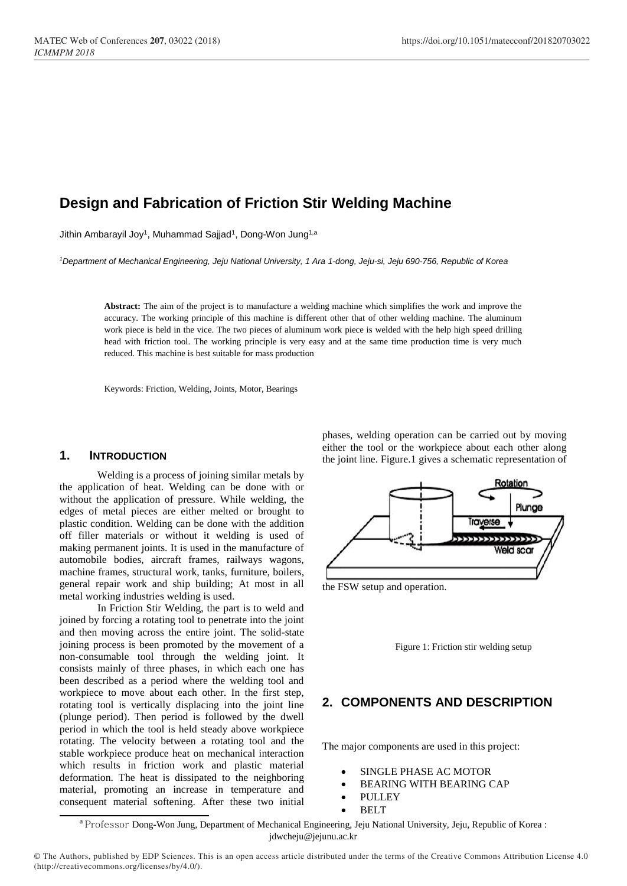# Design and Fabrication of Friction Stir Welding Machine

Jithin Ambarayil Joy[1], Muhammad Sajjad[1], Dong-Won Jung[1,a]

*[1]Department of Mechanical Engineering, Jeju National University, 1 Ara 1-dong, Jeju-si, Jeju 690-756, Republic of Korea*

**Abstract:** The aim of the project is to manufacture a welding machine which simplifies the work and improve the accuracy. The working principle of this machine is different other that of other welding machine. The aluminum work piece is held in the vice. The two pieces of aluminum work piece is welded with the help high speed drilling head with friction tool. The working principle is very easy and at the same time production time is very much reduced. This machine is best suitable for mass production

Keywords: Friction, Welding, Joints, Motor, Bearings

## 1. INTRODUCTION

Welding is a process of joining similar metals by the application of heat. Welding can be done with or without the application of pressure. While welding, the edges of metal pieces are either melted or brought to plastic condition. Welding can be done with the addition off filler materials or without it welding is used of making permanent joints. It is used in the manufacture of automobile bodies, aircraft frames, railways wagons, machine frames, structural work, tanks, furniture, boilers, general repair work and ship building; At most in all metal working industries welding is used.

In Friction Stir Welding, the part is to weld and joined by forcing a rotating tool to penetrate into the joint and then moving across the entire joint. The solid-state joining process is been promoted by the movement of a non-consumable tool through the welding joint. It consists mainly of three phases, in which each one has been described as a period where the welding tool and workpiece to move about each other. In the first step, rotating tool is vertically displacing into the joint line (plunge period). Then period is followed by the dwell period in which the tool is held steady above workpiece rotating. The velocity between a rotating tool and the stable workpiece produce heat on mechanical interaction which results in friction work and plastic material deformation. The heat is dissipated to the neighboring material, promoting an increase in temperature and consequent material softening. After these two initial phases, welding operation can be carried out by moving either the tool or the workpiece about each other along the joint line. Figure.1 gives a schematic representation of the FSW setup and operation.

Figure 1: Friction stir welding setup

## 2. COMPONENTS AND DESCRIPTION

The major components are used in this project:

- SINGLE PHASE AC MOTOR
- BEARING WITH BEARING CAP
- PULLEY
- BELT

[a] Professor Dong-Won Jung, Department of Mechanical Engineering, Jeju National University, Jeju, Republic of Korea : jdwcheju@jejunu.ac.kr

© The Authors, published by EDP Sciences. This is an open access article distributed under the terms of the Creative Commons Attribution License 4.0 (http://creativecommons.org/licenses/by/4.0/).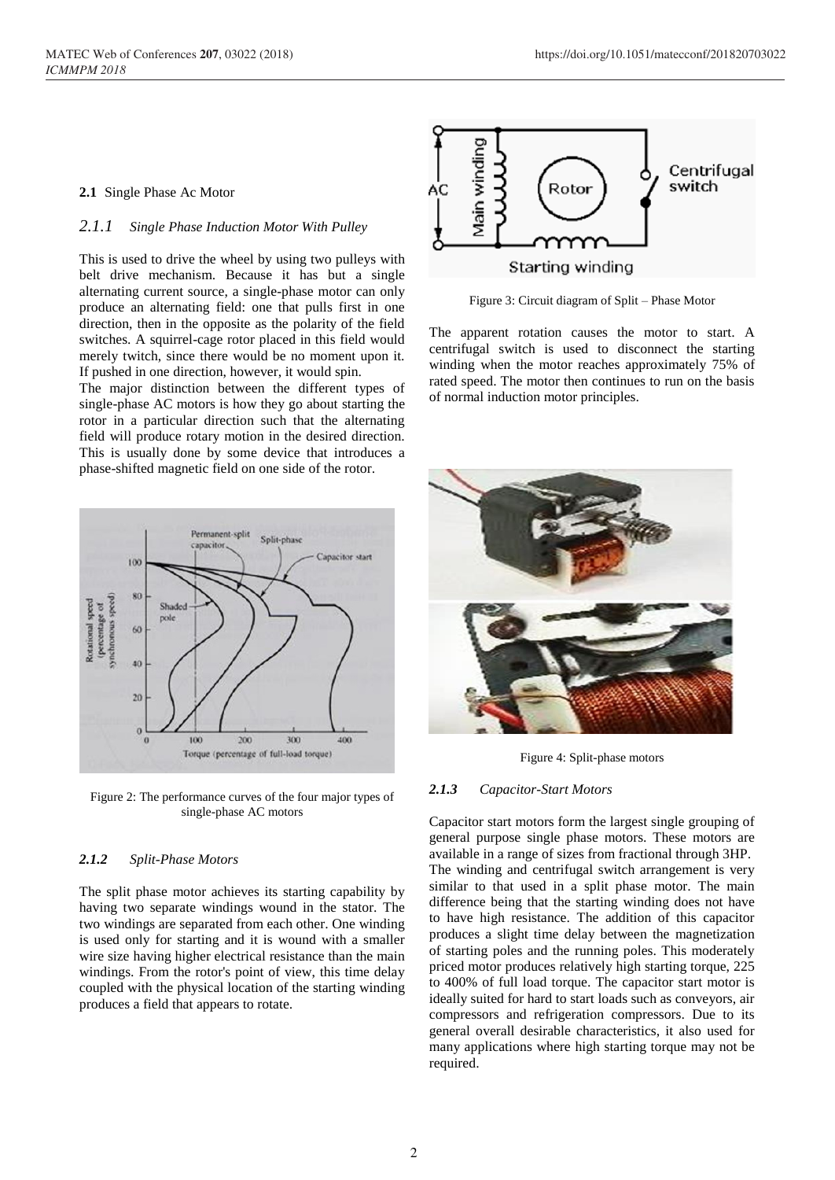### 2.1 Single Phase Ac Motor

#### 2.1.1 *Single Phase Induction Motor With Pulley*

This is used to drive the wheel by using two pulleys with belt drive mechanism. Because it has but a single alternating current source, a single-phase motor can only produce an alternating field: one that pulls first in one direction, then in the opposite as the polarity of the field switches. A squirrel-cage rotor placed in this field would merely twitch, since there would be no moment upon it. If pushed in one direction, however, it would spin.

The major distinction between the different types of single-phase AC motors is how they go about starting the rotor in a particular direction such that the alternating field will produce rotary motion in the desired direction. This is usually done by some device that introduces a phase-shifted magnetic field on one side of the rotor.

Figure 2: The performance curves of the four major types of single-phase AC motors

#### 2.1.2 *Split-Phase Motors*

The split phase motor achieves its starting capability by having two separate windings wound in the stator. The two windings are separated from each other. One winding is used only for starting and it is wound with a smaller wire size having higher electrical resistance than the main windings. From the rotor's point of view, this time delay coupled with the physical location of the starting winding produces a field that appears to rotate.

Figure 3: Circuit diagram of Split – Phase Motor

The apparent rotation causes the motor to start. A centrifugal switch is used to disconnect the starting winding when the motor reaches approximately 75% of rated speed. The motor then continues to run on the basis of normal induction motor principles.

Figure 4: Split-phase motors

#### 2.1.3 *Capacitor-Start Motors*

Capacitor start motors form the largest single grouping of general purpose single phase motors. These motors are available in a range of sizes from fractional through 3HP. The winding and centrifugal switch arrangement is very similar to that used in a split phase motor. The main difference being that the starting winding does not have to have high resistance. The addition of this capacitor produces a slight time delay between the magnetization of starting poles and the running poles. This moderately priced motor produces relatively high starting torque, 225 to 400% of full load torque. The capacitor start motor is ideally suited for hard to start loads such as conveyors, air compressors and refrigeration compressors. Due to its general overall desirable characteristics, it also used for many applications where high starting torque may not be required.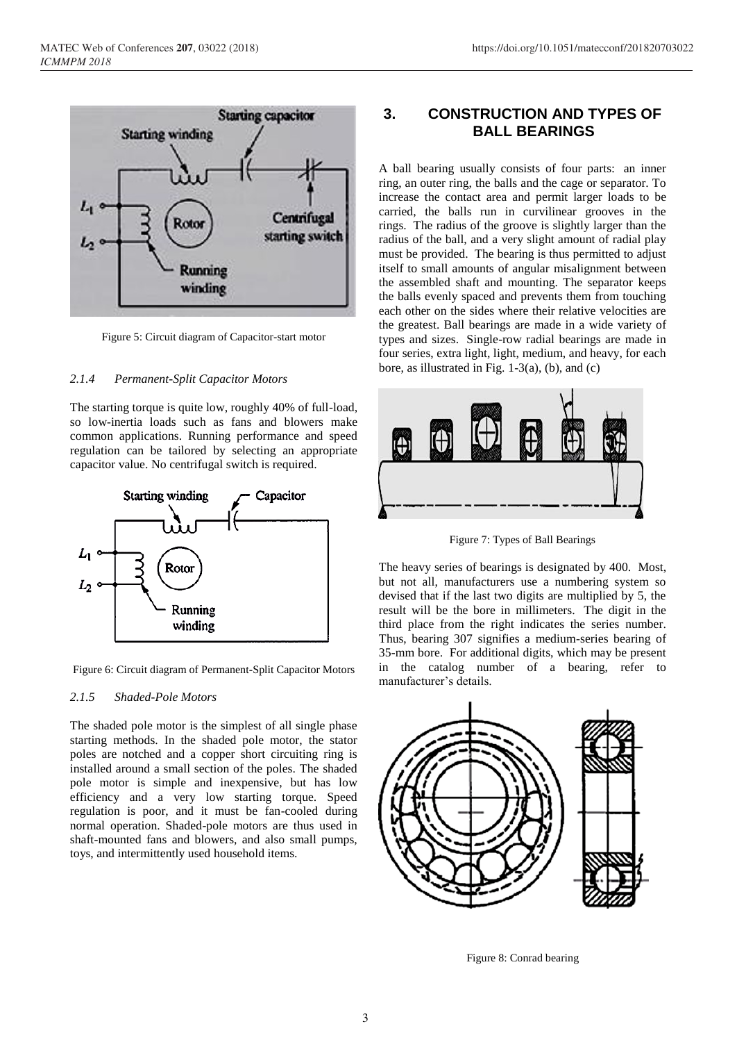Figure 5: Circuit diagram of Capacitor-start motor

#### 2.1.4 Permanent-Split Capacitor Motors

The starting torque is quite low, roughly 40% of full-load, so low-inertia loads such as fans and blowers make common applications. Running performance and speed regulation can be tailored by selecting an appropriate capacitor value. No centrifugal switch is required.

Figure 6: Circuit diagram of Permanent-Split Capacitor Motors

#### 2.1.5 Shaded-Pole Motors

The shaded pole motor is the simplest of all single phase starting methods. In the shaded pole motor, the stator poles are notched and a copper short circuiting ring is installed around a small section of the poles. The shaded pole motor is simple and inexpensive, but has low efficiency and a very low starting torque. Speed regulation is poor, and it must be fan-cooled during normal operation. Shaded-pole motors are thus used in shaft-mounted fans and blowers, and also small pumps, toys, and intermittently used household items.

## 3. CONSTRUCTION AND TYPES OF BALL BEARINGS

A ball bearing usually consists of four parts: an inner ring, an outer ring, the balls and the cage or separator. To increase the contact area and permit larger loads to be carried, the balls run in curvilinear grooves in the rings. The radius of the groove is slightly larger than the radius of the ball, and a very slight amount of radial play must be provided. The bearing is thus permitted to adjust itself to small amounts of angular misalignment between the assembled shaft and mounting. The separator keeps the balls evenly spaced and prevents them from touching each other on the sides where their relative velocities are the greatest. Ball bearings are made in a wide variety of types and sizes. Single-row radial bearings are made in four series, extra light, light, medium, and heavy, for each bore, as illustrated in Fig. 1-3(a), (b), and (c)

Figure 7: Types of Ball Bearings

The heavy series of bearings is designated by 400. Most, but not all, manufacturers use a numbering system so devised that if the last two digits are multiplied by 5, the result will be the bore in millimeters. The digit in the third place from the right indicates the series number. Thus, bearing 307 signifies a medium-series bearing of 35-mm bore. For additional digits, which may be present in the catalog number of a bearing, refer to manufacturer's details.

Figure 8: Conrad bearing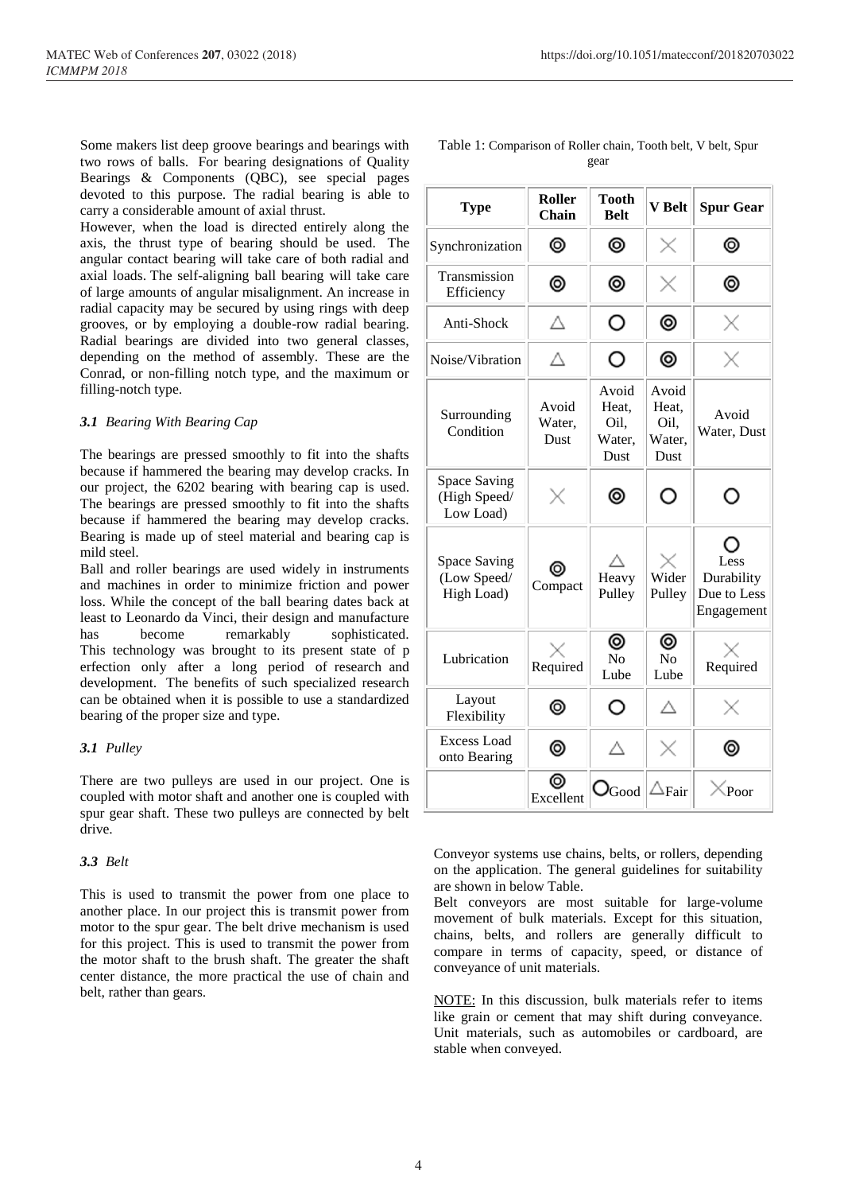Some makers list deep groove bearings and bearings with two rows of balls. For bearing designations of Quality Bearings & Components (QBC), see special pages devoted to this purpose. The radial bearing is able to carry a considerable amount of axial thrust.

However, when the load is directed entirely along the axis, the thrust type of bearing should be used. The angular contact bearing will take care of both radial and axial loads. The self-aligning ball bearing will take care of large amounts of angular misalignment. An increase in radial capacity may be secured by using rings with deep grooves, or by employing a double-row radial bearing. Radial bearings are divided into two general classes, depending on the method of assembly. These are the Conrad, or non-filling notch type, and the maximum or filling-notch type.

### *3.1 Bearing With Bearing Cap*

The bearings are pressed smoothly to fit into the shafts because if hammered the bearing may develop cracks. In our project, the 6202 bearing with bearing cap is used. The bearings are pressed smoothly to fit into the shafts because if hammered the bearing may develop cracks. Bearing is made up of steel material and bearing cap is mild steel.

Ball and roller bearings are used widely in instruments and machines in order to minimize friction and power loss. While the concept of the ball bearing dates back at least to Leonardo da Vinci, their design and manufacture has become remarkably sophisticated. This technology was brought to its present state of p erfection only after a long period of research and development. The benefits of such specialized research can be obtained when it is possible to use a standardized bearing of the proper size and type.

### *3.1 Pulley*

There are two pulleys are used in our project. One is coupled with motor shaft and another one is coupled with spur gear shaft. These two pulleys are connected by belt drive.

### *3.3 Belt*

This is used to transmit the power from one place to another place. In our project this is transmit power from motor to the spur gear. The belt drive mechanism is used for this project. This is used to transmit the power from the motor shaft to the brush shaft. The greater the shaft center distance, the more practical the use of chain and belt, rather than gears.

Table 1: Comparison of Roller chain, Tooth belt, V belt, Spur gear

| Type | Roller Chain | Tooth Belt | V Belt | Spur Gear |
|---|---|---|---|---|
| Synchronization | ◎ | ◎ | × | ◎ |
| Transmission Efficiency | ◎ | ◎ | × | ◎ |
| Anti-Shock | △ | ○ | ◎ | × |
| Noise/Vibration | △ | ○ | ◎ | × |
| Surrounding Condition | Avoid Water, Dust | Avoid Heat, Oil, Water, Dust | Avoid Heat, Oil, Water, Dust | Avoid Water, Dust |
| Space Saving (High Speed/ Low Load) | × | ◎ | ○ | ○ |
| Space Saving (Low Speed/ High Load) | ◎ Compact | △ Heavy Pulley | × Wider Pulley | ○ Less Durability Due to Less Engagement |
| Lubrication | × Required | ◎ No Lube | ◎ No Lube | × Required |
| Layout Flexibility | ◎ | ○ | △ | × |
| Excess Load onto Bearing | ◎ | △ | × | ◎ |
| | ◎ Excellent | ○ Good | △ Fair | × Poor |

Conveyor systems use chains, belts, or rollers, depending on the application. The general guidelines for suitability are shown in below Table.

Belt conveyors are most suitable for large-volume movement of bulk materials. Except for this situation, chains, belts, and rollers are generally difficult to compare in terms of capacity, speed, or distance of conveyance of unit materials.

NOTE: In this discussion, bulk materials refer to items like grain or cement that may shift during conveyance. Unit materials, such as automobiles or cardboard, are stable when conveyed.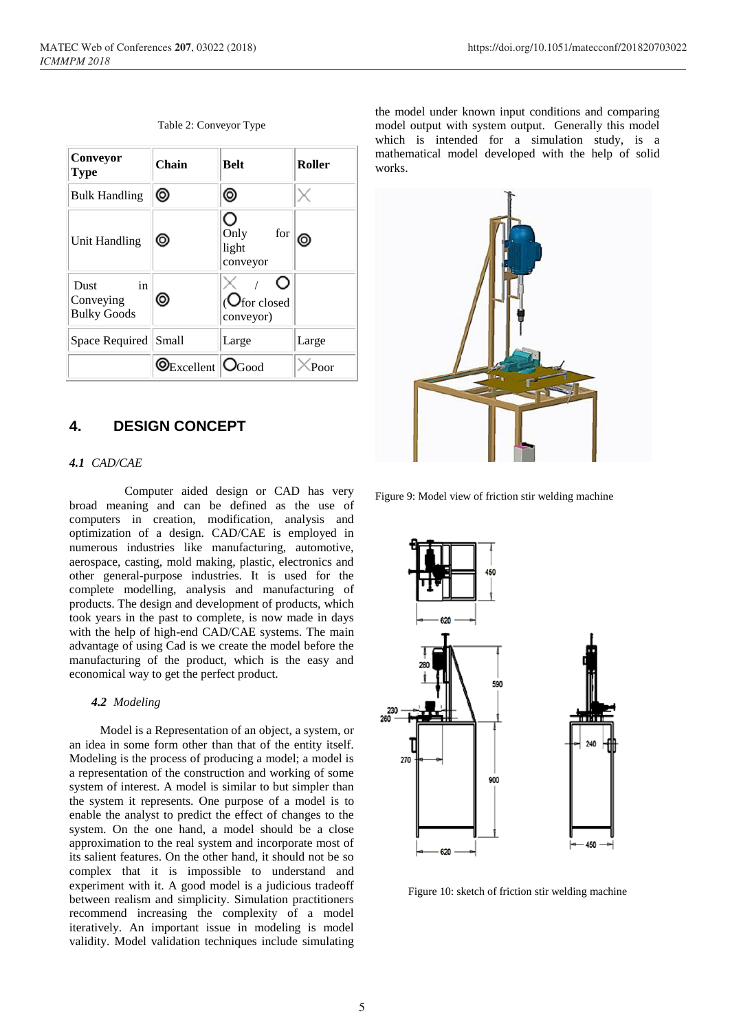Table 2: Conveyor Type

| Conveyor Type | Chain | Belt | Roller |
|---|---|---|---|
| Bulk Handling | ◎ | ◎ | × |
| Unit Handling | ◎ | ○ Only for light conveyor | ◎ |
| Dust in Conveying Bulky Goods | ◎ | × / ○ (○for closed conveyor) | |
| Space Required | Small | Large | Large |
| | ◎Excellent | ○Good | ×Poor |

## 4. DESIGN CONCEPT

### *4.1 CAD/CAE*

Computer aided design or CAD has very broad meaning and can be defined as the use of computers in creation, modification, analysis and optimization of a design. CAD/CAE is employed in numerous industries like manufacturing, automotive, aerospace, casting, mold making, plastic, electronics and other general-purpose industries. It is used for the complete modelling, analysis and manufacturing of products. The design and development of products, which took years in the past to complete, is now made in days with the help of high-end CAD/CAE systems. The main advantage of using Cad is we create the model before the manufacturing of the product, which is the easy and economical way to get the perfect product.

### *4.2 Modeling*

Model is a Representation of an object, a system, or an idea in some form other than that of the entity itself. Modeling is the process of producing a model; a model is a representation of the construction and working of some system of interest. A model is similar to but simpler than the system it represents. One purpose of a model is to enable the analyst to predict the effect of changes to the system. On the one hand, a model should be a close approximation to the real system and incorporate most of its salient features. On the other hand, it should not be so complex that it is impossible to understand and experiment with it. A good model is a judicious tradeoff between realism and simplicity. Simulation practitioners recommend increasing the complexity of a model iteratively. An important issue in modeling is model validity. Model validation techniques include simulating the model under known input conditions and comparing model output with system output. Generally this model which is intended for a simulation study, is a mathematical model developed with the help of solid works.

Figure 9: Model view of friction stir welding machine

450
620
280
590
230
260
270
900
620
240
450

Figure 10: sketch of friction stir welding machine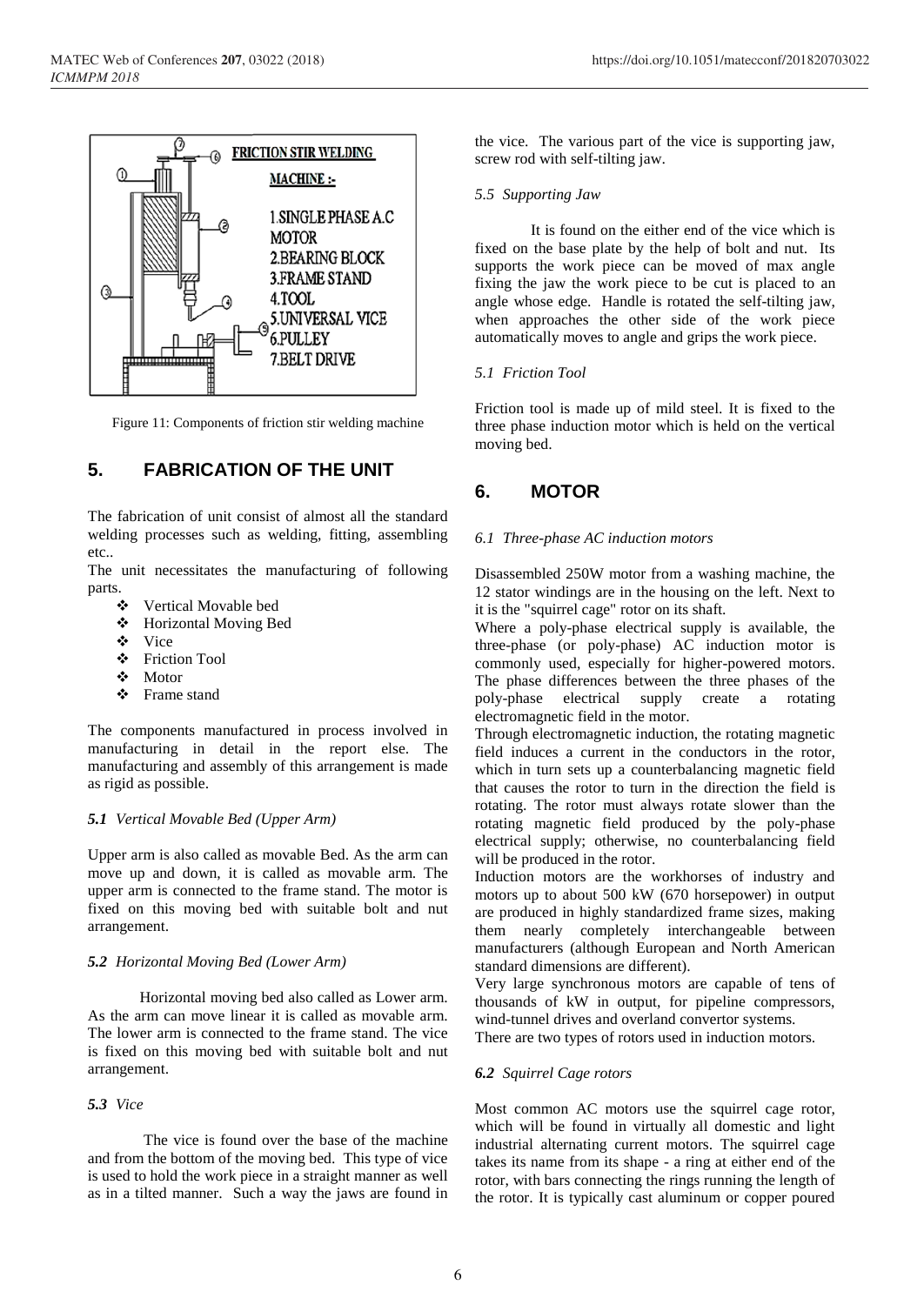FRICTION STIR WELDING MACHINE :-

1. SINGLE PHASE A.C MOTOR
2. BEARING BLOCK
3. FRAME STAND
4. TOOL
5. UNIVERSAL VICE
6. PULLEY
7. BELT DRIVE

Figure 11: Components of friction stir welding machine

## 5. FABRICATION OF THE UNIT

The fabrication of unit consist of almost all the standard welding processes such as welding, fitting, assembling etc..

The unit necessitates the manufacturing of following parts.

- Vertical Movable bed
- Horizontal Moving Bed
- Vice
- Friction Tool
- Motor
- Frame stand

The components manufactured in process involved in manufacturing in detail in the report else. The manufacturing and assembly of this arrangement is made as rigid as possible.

### *5.1 Vertical Movable Bed (Upper Arm)*

Upper arm is also called as movable Bed. As the arm can move up and down, it is called as movable arm. The upper arm is connected to the frame stand. The motor is fixed on this moving bed with suitable bolt and nut arrangement.

### *5.2 Horizontal Moving Bed (Lower Arm)*

Horizontal moving bed also called as Lower arm. As the arm can move linear it is called as movable arm. The lower arm is connected to the frame stand. The vice is fixed on this moving bed with suitable bolt and nut arrangement.

### *5.3 Vice*

The vice is found over the base of the machine and from the bottom of the moving bed. This type of vice is used to hold the work piece in a straight manner as well as in a tilted manner. Such a way the jaws are found in the vice. The various part of the vice is supporting jaw, screw rod with self-tilting jaw.

### *5.5 Supporting Jaw*

It is found on the either end of the vice which is fixed on the base plate by the help of bolt and nut. Its supports the work piece can be moved of max angle fixing the jaw the work piece to be cut is placed to an angle whose edge. Handle is rotated the self-tilting jaw, when approaches the other side of the work piece automatically moves to angle and grips the work piece.

### *5.1 Friction Tool*

Friction tool is made up of mild steel. It is fixed to the three phase induction motor which is held on the vertical moving bed.

## 6. MOTOR

### *6.1 Three-phase AC induction motors*

Disassembled 250W motor from a washing machine, the 12 stator windings are in the housing on the left. Next to it is the "squirrel cage" rotor on its shaft.

Where a poly-phase electrical supply is available, the three-phase (or poly-phase) AC induction motor is commonly used, especially for higher-powered motors. The phase differences between the three phases of the poly-phase electrical supply create a rotating electromagnetic field in the motor.

Through electromagnetic induction, the rotating magnetic field induces a current in the conductors in the rotor, which in turn sets up a counterbalancing magnetic field that causes the rotor to turn in the direction the field is rotating. The rotor must always rotate slower than the rotating magnetic field produced by the poly-phase electrical supply; otherwise, no counterbalancing field will be produced in the rotor.

Induction motors are the workhorses of industry and motors up to about 500 kW (670 horsepower) in output are produced in highly standardized frame sizes, making them nearly completely interchangeable between manufacturers (although European and North American standard dimensions are different).

Very large synchronous motors are capable of tens of thousands of kW in output, for pipeline compressors, wind-tunnel drives and overland convertor systems.

There are two types of rotors used in induction motors.

### *6.2 Squirrel Cage rotors*

Most common AC motors use the squirrel cage rotor, which will be found in virtually all domestic and light industrial alternating current motors. The squirrel cage takes its name from its shape - a ring at either end of the rotor, with bars connecting the rings running the length of the rotor. It is typically cast aluminum or copper poured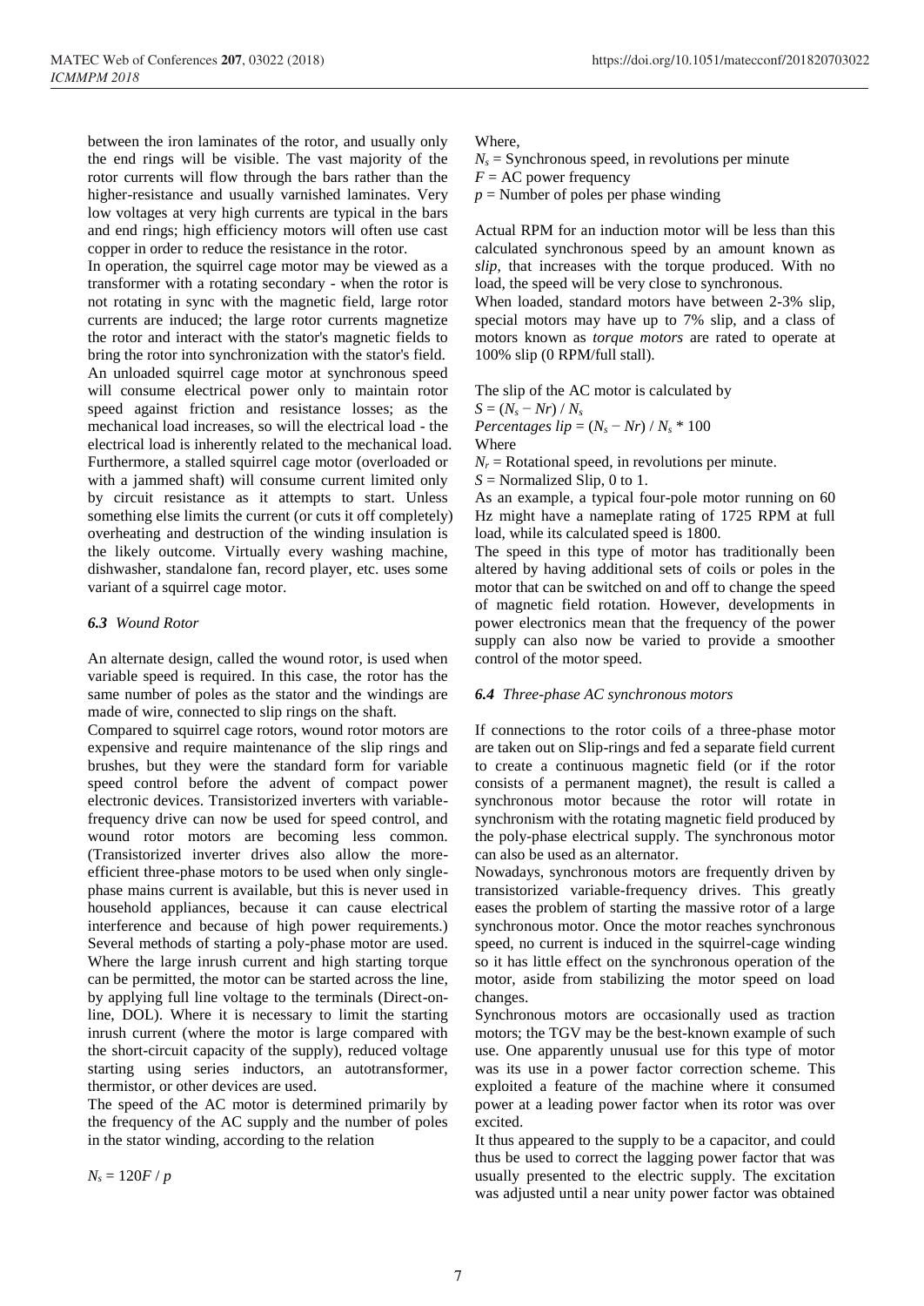between the iron laminates of the rotor, and usually only the end rings will be visible. The vast majority of the rotor currents will flow through the bars rather than the higher-resistance and usually varnished laminates. Very low voltages at very high currents are typical in the bars and end rings; high efficiency motors will often use cast copper in order to reduce the resistance in the rotor.

In operation, the squirrel cage motor may be viewed as a transformer with a rotating secondary - when the rotor is not rotating in sync with the magnetic field, large rotor currents are induced; the large rotor currents magnetize the rotor and interact with the stator's magnetic fields to bring the rotor into synchronization with the stator's field.

An unloaded squirrel cage motor at synchronous speed will consume electrical power only to maintain rotor speed against friction and resistance losses; as the mechanical load increases, so will the electrical load - the electrical load is inherently related to the mechanical load. Furthermore, a stalled squirrel cage motor (overloaded or with a jammed shaft) will consume current limited only by circuit resistance as it attempts to start. Unless something else limits the current (or cuts it off completely) overheating and destruction of the winding insulation is the likely outcome. Virtually every washing machine, dishwasher, standalone fan, record player, etc. uses some variant of a squirrel cage motor.

### *6.3 Wound Rotor*

An alternate design, called the wound rotor, is used when variable speed is required. In this case, the rotor has the same number of poles as the stator and the windings are made of wire, connected to slip rings on the shaft.

Compared to squirrel cage rotors, wound rotor motors are expensive and require maintenance of the slip rings and brushes, but they were the standard form for variable speed control before the advent of compact power electronic devices. Transistorized inverters with variable-frequency drive can now be used for speed control, and wound rotor motors are becoming less common. (Transistorized inverter drives also allow the more-efficient three-phase motors to be used when only single-phase mains current is available, but this is never used in household appliances, because it can cause electrical interference and because of high power requirements.)

Several methods of starting a poly-phase motor are used. Where the large inrush current and high starting torque can be permitted, the motor can be started across the line, by applying full line voltage to the terminals (Direct-on-line, DOL). Where it is necessary to limit the starting inrush current (where the motor is large compared with the short-circuit capacity of the supply), reduced voltage starting using series inductors, an autotransformer, thermistor, or other devices are used.

The speed of the AC motor is determined primarily by the frequency of the AC supply and the number of poles in the stator winding, according to the relation

$$N_s = 120F / p$$

Where,

$N_s$ = Synchronous speed, in revolutions per minute

$F$ = AC power frequency

$p$ = Number of poles per phase winding

Actual RPM for an induction motor will be less than this calculated synchronous speed by an amount known as *slip*, that increases with the torque produced. With no load, the speed will be very close to synchronous.

When loaded, standard motors have between 2-3% slip, special motors may have up to 7% slip, and a class of motors known as *torque motors* are rated to operate at 100% slip (0 RPM/full stall).

The slip of the AC motor is calculated by

$$S = (N_s - Nr) / N_s$$

$$Percentage\ slip = (N_s - Nr) / N_s * 100$$

Where

$N_r$ = Rotational speed, in revolutions per minute.

$S$ = Normalized Slip, 0 to 1.

As an example, a typical four-pole motor running on 60 Hz might have a nameplate rating of 1725 RPM at full load, while its calculated speed is 1800.

The speed in this type of motor has traditionally been altered by having additional sets of coils or poles in the motor that can be switched on and off to change the speed of magnetic field rotation. However, developments in power electronics mean that the frequency of the power supply can also now be varied to provide a smoother control of the motor speed.

### *6.4 Three-phase AC synchronous motors*

If connections to the rotor coils of a three-phase motor are taken out on Slip-rings and fed a separate field current to create a continuous magnetic field (or if the rotor consists of a permanent magnet), the result is called a synchronous motor because the rotor will rotate in synchronism with the rotating magnetic field produced by the poly-phase electrical supply. The synchronous motor can also be used as an alternator.

Nowadays, synchronous motors are frequently driven by transistorized variable-frequency drives. This greatly eases the problem of starting the massive rotor of a large synchronous motor. Once the motor reaches synchronous speed, no current is induced in the squirrel-cage winding so it has little effect on the synchronous operation of the motor, aside from stabilizing the motor speed on load changes.

Synchronous motors are occasionally used as traction motors; the TGV may be the best-known example of such use. One apparently unusual use for this type of motor was its use in a power factor correction scheme. This exploited a feature of the machine where it consumed power at a leading power factor when its rotor was over excited.

It thus appeared to the supply to be a capacitor, and could thus be used to correct the lagging power factor that was usually presented to the electric supply. The excitation was adjusted until a near unity power factor was obtained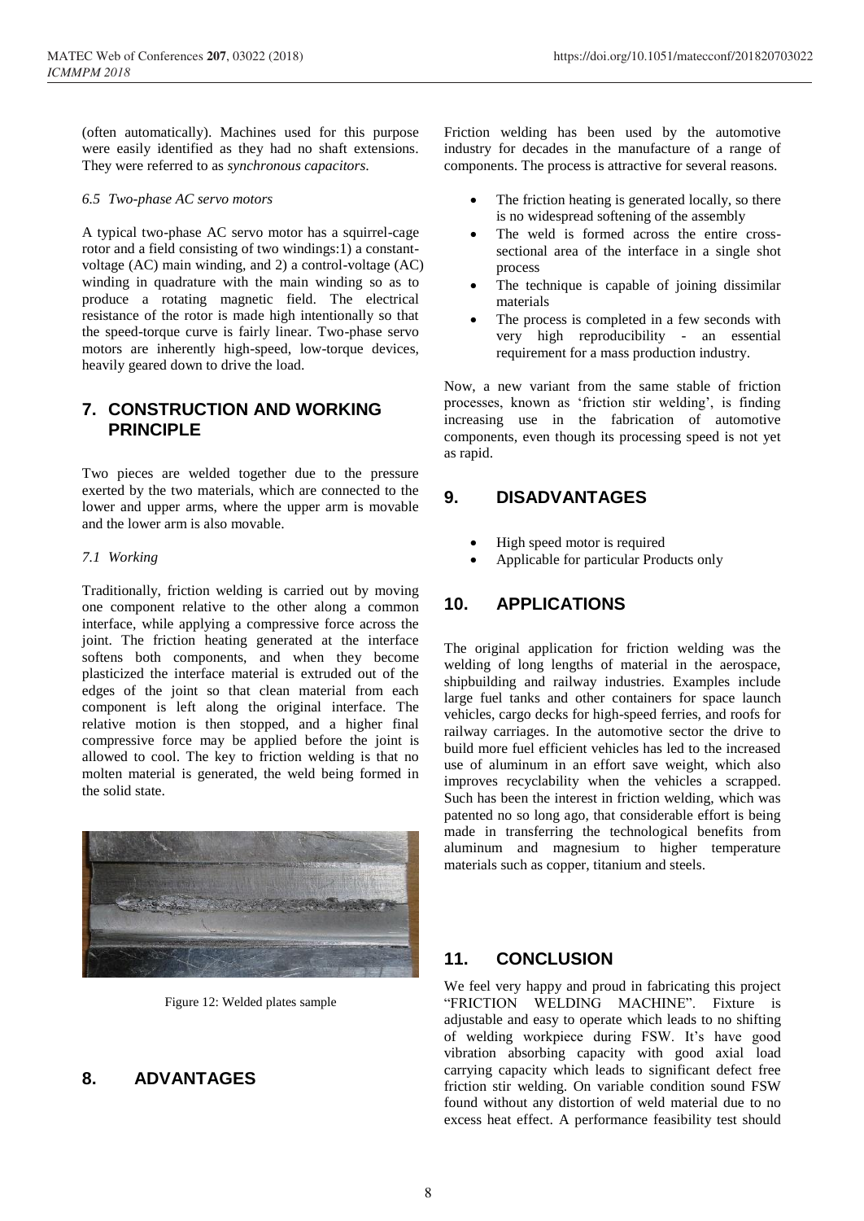(often automatically). Machines used for this purpose were easily identified as they had no shaft extensions. They were referred to as *synchronous capacitors*.

*6.5 Two-phase AC servo motors*

A typical two-phase AC servo motor has a squirrel-cage rotor and a field consisting of two windings:1) a constant-voltage (AC) main winding, and 2) a control-voltage (AC) winding in quadrature with the main winding so as to produce a rotating magnetic field. The electrical resistance of the rotor is made high intentionally so that the speed-torque curve is fairly linear. Two-phase servo motors are inherently high-speed, low-torque devices, heavily geared down to drive the load.

## 7. CONSTRUCTION AND WORKING PRINCIPLE

Two pieces are welded together due to the pressure exerted by the two materials, which are connected to the lower and upper arms, where the upper arm is movable and the lower arm is also movable.

*7.1 Working*

Traditionally, friction welding is carried out by moving one component relative to the other along a common interface, while applying a compressive force across the joint. The friction heating generated at the interface softens both components, and when they become plasticized the interface material is extruded out of the edges of the joint so that clean material from each component is left along the original interface. The relative motion is then stopped, and a higher final compressive force may be applied before the joint is allowed to cool. The key to friction welding is that no molten material is generated, the weld being formed in the solid state.

Figure 12: Welded plates sample

## 8. ADVANTAGES

Friction welding has been used by the automotive industry for decades in the manufacture of a range of components. The process is attractive for several reasons.

- The friction heating is generated locally, so there is no widespread softening of the assembly
- The weld is formed across the entire cross-sectional area of the interface in a single shot process
- The technique is capable of joining dissimilar materials
- The process is completed in a few seconds with very high reproducibility - an essential requirement for a mass production industry.

Now, a new variant from the same stable of friction processes, known as 'friction stir welding', is finding increasing use in the fabrication of automotive components, even though its processing speed is not yet as rapid.

## 9. DISADVANTAGES

- High speed motor is required
- Applicable for particular Products only

## 10. APPLICATIONS

The original application for friction welding was the welding of long lengths of material in the aerospace, shipbuilding and railway industries. Examples include large fuel tanks and other containers for space launch vehicles, cargo decks for high-speed ferries, and roofs for railway carriages. In the automotive sector the drive to build more fuel efficient vehicles has led to the increased use of aluminum in an effort save weight, which also improves recyclability when the vehicles a scrapped. Such has been the interest in friction welding, which was patented no so long ago, that considerable effort is being made in transferring the technological benefits from aluminum and magnesium to higher temperature materials such as copper, titanium and steels.

## 11. CONCLUSION

We feel very happy and proud in fabricating this project "FRICTION WELDING MACHINE". Fixture is adjustable and easy to operate which leads to no shifting of welding workpiece during FSW. It's have good vibration absorbing capacity with good axial load carrying capacity which leads to significant defect free friction stir welding. On variable condition sound FSW found without any distortion of weld material due to no excess heat effect. A performance feasibility test should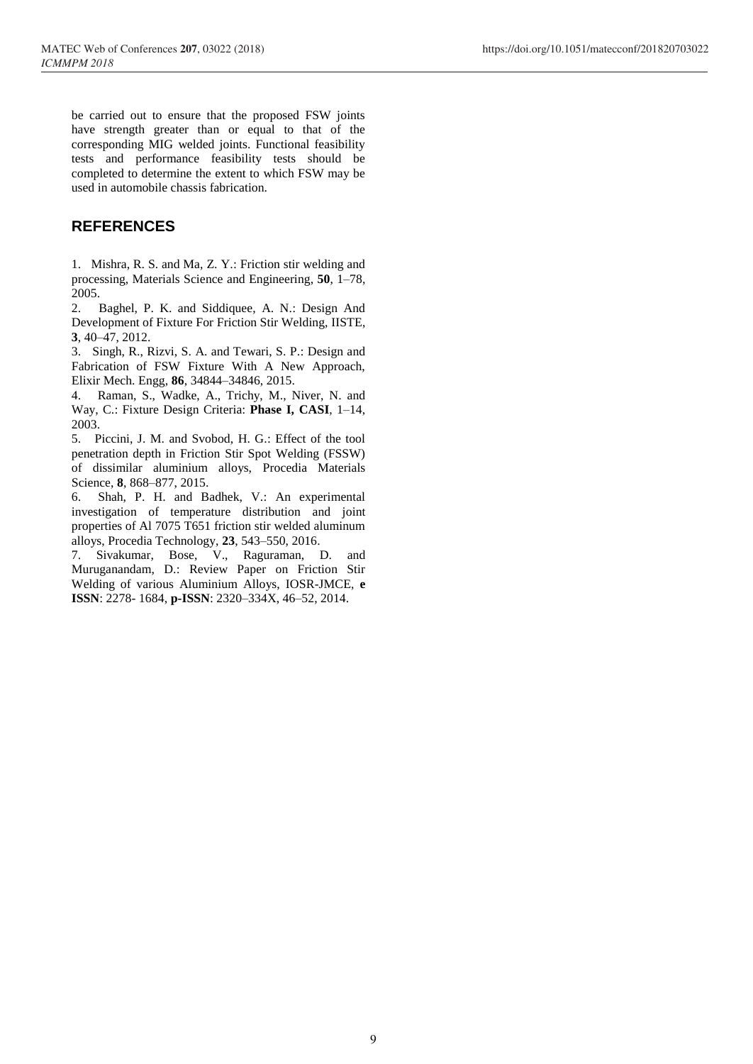be carried out to ensure that the proposed FSW joints have strength greater than or equal to that of the corresponding MIG welded joints. Functional feasibility tests and performance feasibility tests should be completed to determine the extent to which FSW may be used in automobile chassis fabrication.

## REFERENCES

1. Mishra, R. S. and Ma, Z. Y.: Friction stir welding and processing, Materials Science and Engineering, **50**, 1–78, 2005.
2. Baghel, P. K. and Siddiquee, A. N.: Design And Development of Fixture For Friction Stir Welding, IISTE, **3**, 40–47, 2012.
3. Singh, R., Rizvi, S. A. and Tewari, S. P.: Design and Fabrication of FSW Fixture With A New Approach, Elixir Mech. Engg, **86**, 34844–34846, 2015.
4. Raman, S., Wadke, A., Trichy, M., Niver, N. and Way, C.: Fixture Design Criteria: **Phase I, CASI**, 1–14, 2003.
5. Piccini, J. M. and Svobod, H. G.: Effect of the tool penetration depth in Friction Stir Spot Welding (FSSW) of dissimilar aluminium alloys, Procedia Materials Science, **8**, 868–877, 2015.
6. Shah, P. H. and Badhek, V.: An experimental investigation of temperature distribution and joint properties of Al 7075 T651 friction stir welded aluminum alloys, Procedia Technology, **23**, 543–550, 2016.
7. Sivakumar, Bose, V., Raguraman, D. and Muruganandam, D.: Review Paper on Friction Stir Welding of various Aluminium Alloys, IOSR-JMCE, **e ISSN**: 2278- 1684, **p-ISSN**: 2320–334X, 46–52, 2014.